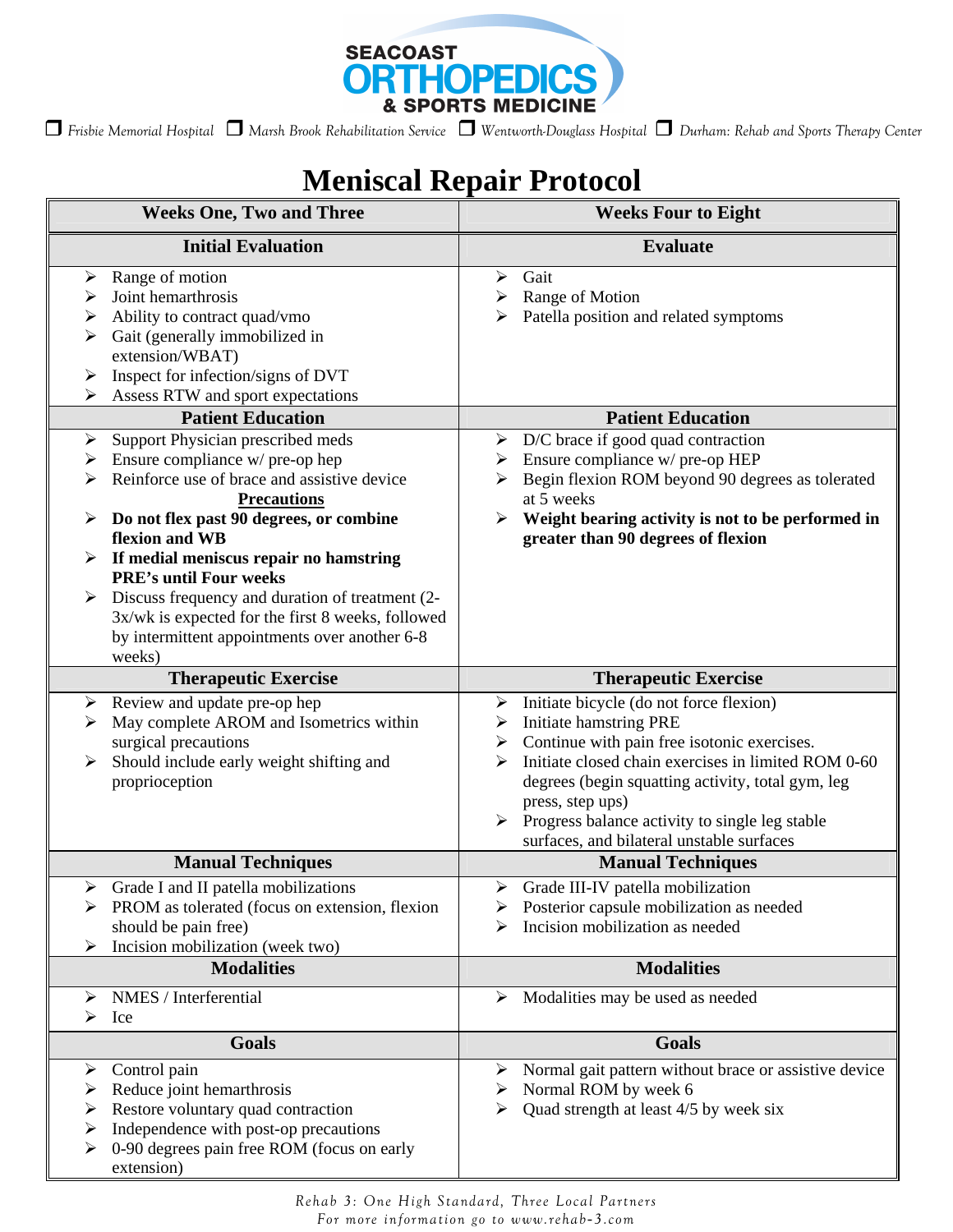SEACOAST ORTHOPEDICS & SPORTS MEDICINE

☐ *Frisbie Memorial Hospital* ☐ *Marsh Brook Rehabilitation Service* ☐ *Wentworth-Douglass Hospital* ☐ *Durham: Rehab and Sports Therapy Center*

# Meniscal Repair Protocol

| Weeks One, Two and Three | Weeks Four to Eight |
|---|---|
| **Initial Evaluation** | **Evaluate** |
| ➢ Range of motion<br>➢ Joint hemarthrosis<br>➢ Ability to contract quad/vmo<br>➢ Gait (generally immobilized in extension/WBAT)<br>➢ Inspect for infection/signs of DVT<br>➢ Assess RTW and sport expectations | ➢ Gait<br>➢ Range of Motion<br>➢ Patella position and related symptoms |
| **Patient Education** | **Patient Education** |
| ➢ Support Physician prescribed meds<br>➢ Ensure compliance w/ pre-op hep<br>➢ Reinforce use of brace and assistive device<br>**<u>Precautions</u>**<br>➢ **Do not flex past 90 degrees, or combine flexion and WB**<br>➢ **If medial meniscus repair no hamstring PRE's until Four weeks**<br>➢ Discuss frequency and duration of treatment (2-3x/wk is expected for the first 8 weeks, followed by intermittent appointments over another 6-8 weeks) | ➢ D/C brace if good quad contraction<br>➢ Ensure compliance w/ pre-op HEP<br>➢ Begin flexion ROM beyond 90 degrees as tolerated at 5 weeks<br>➢ **Weight bearing activity is not to be performed in greater than 90 degrees of flexion** |
| **Therapeutic Exercise** | **Therapeutic Exercise** |
| ➢ Review and update pre-op hep<br>➢ May complete AROM and Isometrics within surgical precautions<br>➢ Should include early weight shifting and proprioception | ➢ Initiate bicycle (do not force flexion)<br>➢ Initiate hamstring PRE<br>➢ Continue with pain free isotonic exercises.<br>➢ Initiate closed chain exercises in limited ROM 0-60 degrees (begin squatting activity, total gym, leg press, step ups)<br>➢ Progress balance activity to single leg stable surfaces, and bilateral unstable surfaces |
| **Manual Techniques** | **Manual Techniques** |
| ➢ Grade I and II patella mobilizations<br>➢ PROM as tolerated (focus on extension, flexion should be pain free)<br>➢ Incision mobilization (week two) | ➢ Grade III-IV patella mobilization<br>➢ Posterior capsule mobilization as needed<br>➢ Incision mobilization as needed |
| **Modalities** | **Modalities** |
| ➢ NMES / Interferential<br>➢ Ice | ➢ Modalities may be used as needed |
| **Goals** | **Goals** |
| ➢ Control pain<br>➢ Reduce joint hemarthrosis<br>➢ Restore voluntary quad contraction<br>➢ Independence with post-op precautions<br>➢ 0-90 degrees pain free ROM (focus on early extension) | ➢ Normal gait pattern without brace or assistive device<br>➢ Normal ROM by week 6<br>➢ Quad strength at least 4/5 by week six |

*Rehab 3: One High Standard, Three Local Partners*
*For more information go to www.rehab-3.com*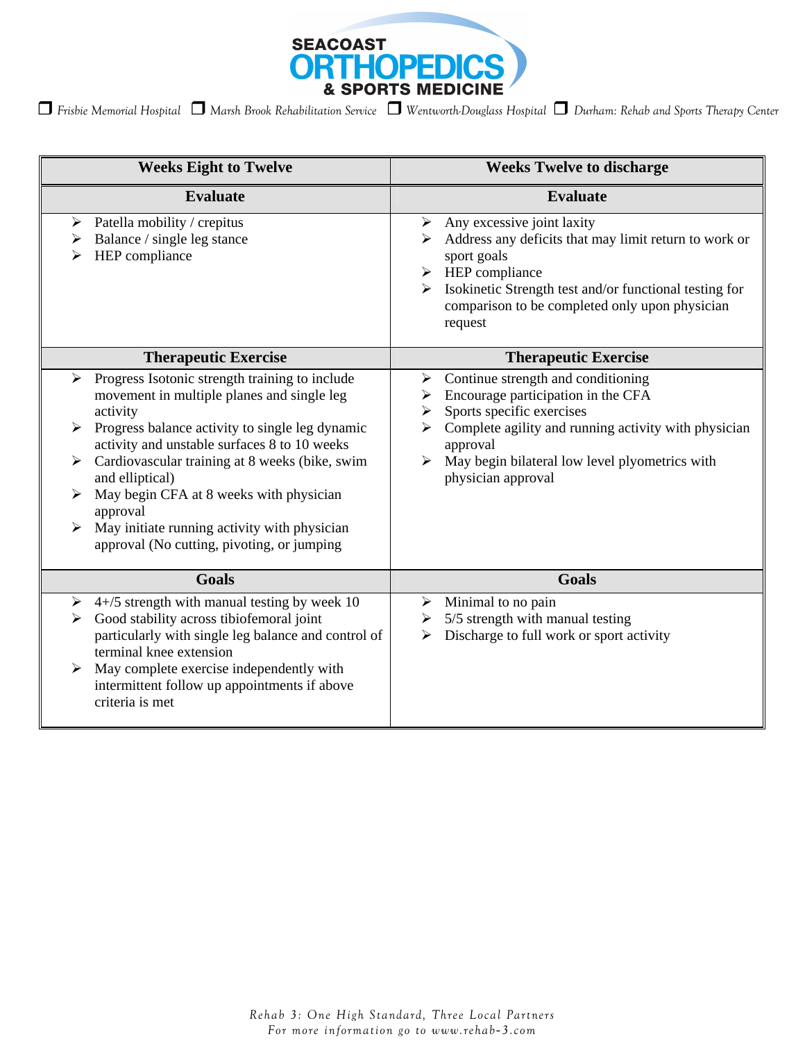SEACOAST ORTHOPEDICS & SPORTS MEDICINE

❒ Frisbie Memorial Hospital ❒ Marsh Brook Rehabilitation Service ❒ Wentworth-Douglass Hospital ❒ Durham: Rehab and Sports Therapy Center

| Weeks Eight to Twelve | Weeks Twelve to discharge |
|---|---|
| **Evaluate** | **Evaluate** |
| ➢ Patella mobility / crepitus<br>➢ Balance / single leg stance<br>➢ HEP compliance | ➢ Any excessive joint laxity<br>➢ Address any deficits that may limit return to work or sport goals<br>➢ HEP compliance<br>➢ Isokinetic Strength test and/or functional testing for comparison to be completed only upon physician request |
| **Therapeutic Exercise** | **Therapeutic Exercise** |
| ➢ Progress Isotonic strength training to include movement in multiple planes and single leg activity<br>➢ Progress balance activity to single leg dynamic activity and unstable surfaces 8 to 10 weeks<br>➢ Cardiovascular training at 8 weeks (bike, swim and elliptical)<br>➢ May begin CFA at 8 weeks with physician approval<br>➢ May initiate running activity with physician approval (No cutting, pivoting, or jumping | ➢ Continue strength and conditioning<br>➢ Encourage participation in the CFA<br>➢ Sports specific exercises<br>➢ Complete agility and running activity with physician approval<br>➢ May begin bilateral low level plyometrics with physician approval |
| **Goals** | **Goals** |
| ➢ 4+/5 strength with manual testing by week 10<br>➢ Good stability across tibiofemoral joint particularly with single leg balance and control of terminal knee extension<br>➢ May complete exercise independently with intermittent follow up appointments if above criteria is met | ➢ Minimal to no pain<br>➢ 5/5 strength with manual testing<br>➢ Discharge to full work or sport activity |

*Rehab 3: One High Standard, Three Local Partners*
*For more information go to www.rehab-3.com*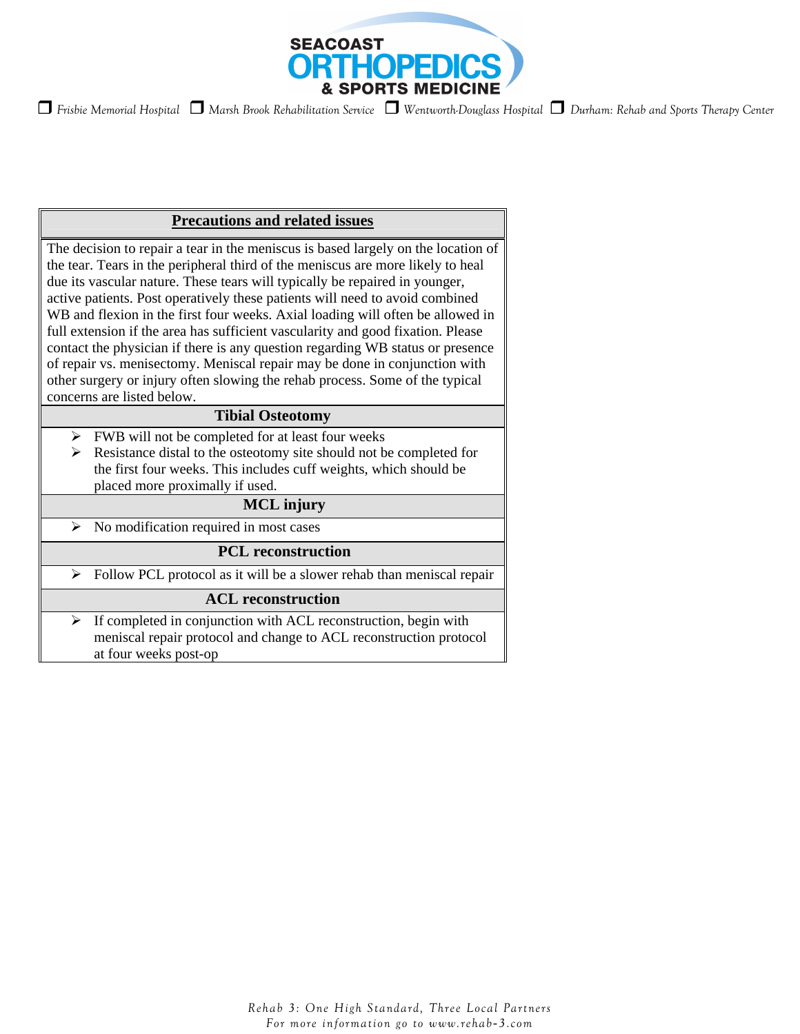## Precautions and related issues

The decision to repair a tear in the meniscus is based largely on the location of the tear. Tears in the peripheral third of the meniscus are more likely to heal due its vascular nature. These tears will typically be repaired in younger, active patients. Post operatively these patients will need to avoid combined WB and flexion in the first four weeks. Axial loading will often be allowed in full extension if the area has sufficient vascularity and good fixation. Please contact the physician if there is any question regarding WB status or presence of repair vs. menisectomy. Meniscal repair may be done in conjunction with other surgery or injury often slowing the rehab process. Some of the typical concerns are listed below.

### Tibial Osteotomy

- FWB will not be completed for at least four weeks
- Resistance distal to the osteotomy site should not be completed for the first four weeks. This includes cuff weights, which should be placed more proximally if used.

### MCL injury

- No modification required in most cases

### PCL reconstruction

- Follow PCL protocol as it will be a slower rehab than meniscal repair

### ACL reconstruction

- If completed in conjunction with ACL reconstruction, begin with meniscal repair protocol and change to ACL reconstruction protocol at four weeks post-op